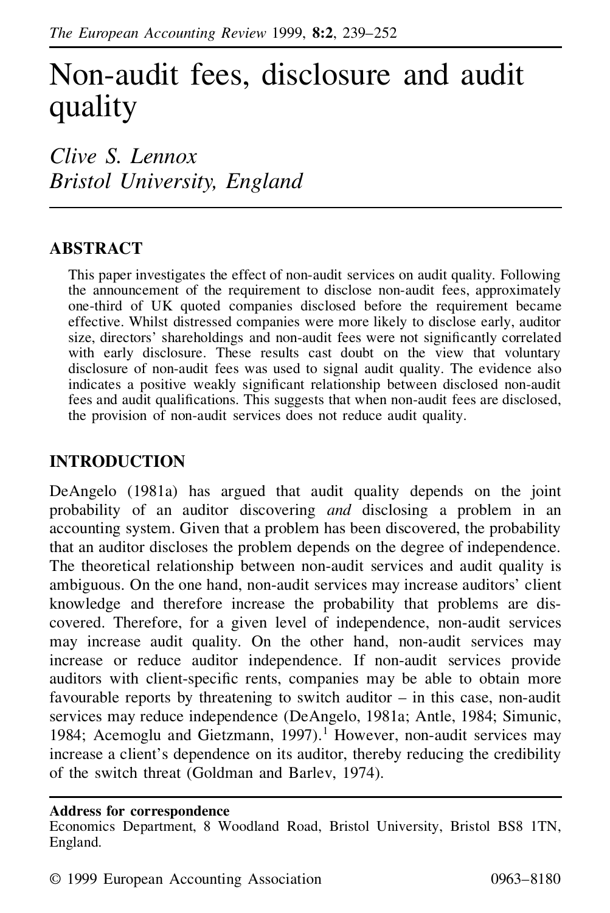# Non-audit fees, disclosure and audit quality

*Clive S. Lennox*
*Bristol University, England*

## ABSTRACT

This paper investigates the effect of non-audit services on audit quality. Following the announcement of the requirement to disclose non-audit fees, approximately one-third of UK quoted companies disclosed before the requirement became effective. Whilst distressed companies were more likely to disclose early, auditor size, directors' shareholdings and non-audit fees were not significantly correlated with early disclosure. These results cast doubt on the view that voluntary disclosure of non-audit fees was used to signal audit quality. The evidence also indicates a positive weakly significant relationship between disclosed non-audit fees and audit qualifications. This suggests that when non-audit fees are disclosed, the provision of non-audit services does not reduce audit quality.

## INTRODUCTION

DeAngelo (1981a) has argued that audit quality depends on the joint probability of an auditor discovering *and* disclosing a problem in an accounting system. Given that a problem has been discovered, the probability that an auditor discloses the problem depends on the degree of independence. The theoretical relationship between non-audit services and audit quality is ambiguous. On the one hand, non-audit services may increase auditors' client knowledge and therefore increase the probability that problems are discovered. Therefore, for a given level of independence, non-audit services may increase audit quality. On the other hand, non-audit services may increase or reduce auditor independence. If non-audit services provide auditors with client-specific rents, companies may be able to obtain more favourable reports by threatening to switch auditor – in this case, non-audit services may reduce independence (DeAngelo, 1981a; Antle, 1984; Simunic, 1984; Acemoglu and Gietzmann, 1997).[1] However, non-audit services may increase a client's dependence on its auditor, thereby reducing the credibility of the switch threat (Goldman and Barlev, 1974).

**Address for correspondence**
Economics Department, 8 Woodland Road, Bristol University, Bristol BS8 1TN, England.

© 1999 European Accounting Association 0963–8180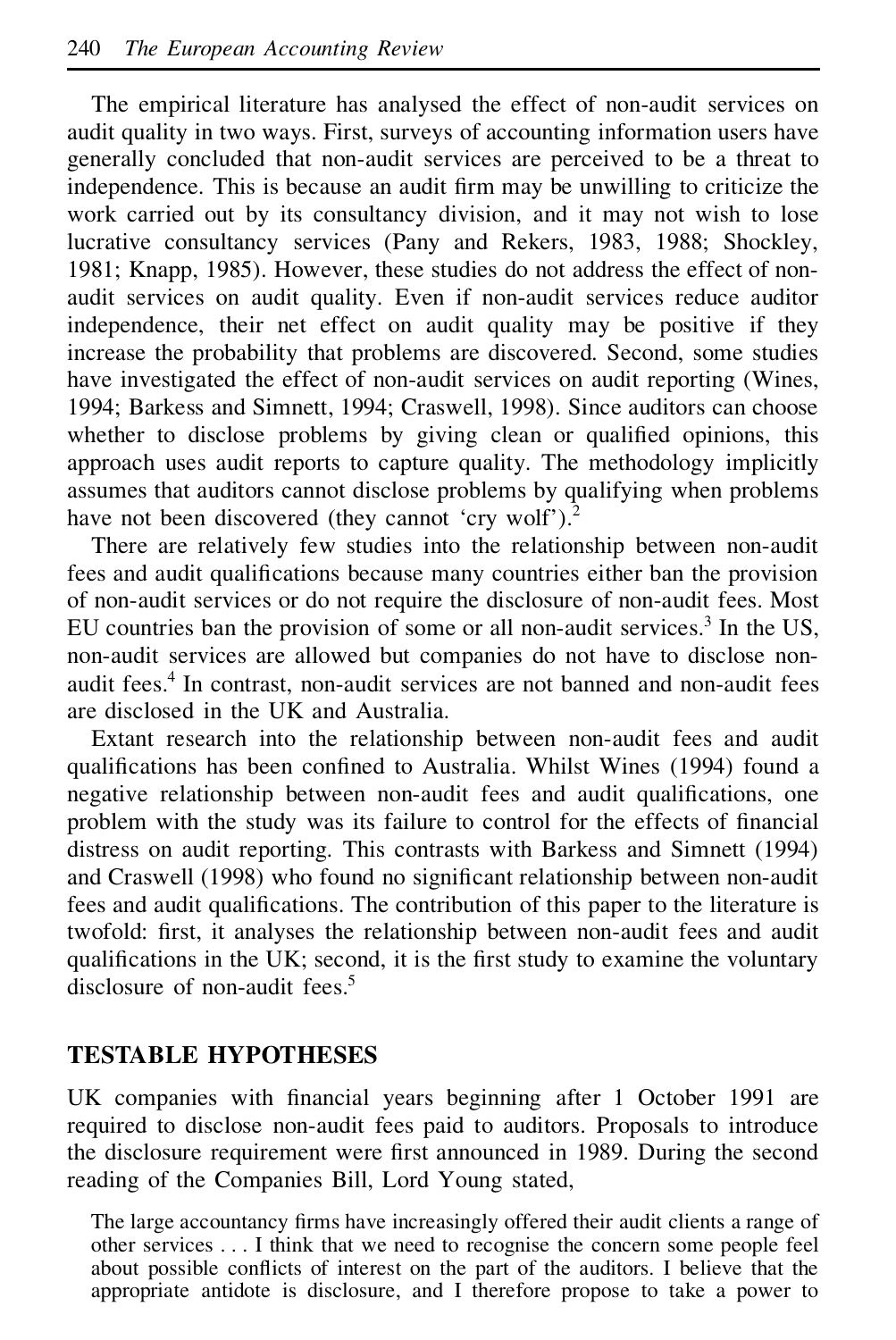The empirical literature has analysed the effect of non-audit services on audit quality in two ways. First, surveys of accounting information users have generally concluded that non-audit services are perceived to be a threat to independence. This is because an audit firm may be unwilling to criticize the work carried out by its consultancy division, and it may not wish to lose lucrative consultancy services (Pany and Rekers, 1983, 1988; Shockley, 1981; Knapp, 1985). However, these studies do not address the effect of non-audit services on audit quality. Even if non-audit services reduce auditor independence, their net effect on audit quality may be positive if they increase the probability that problems are discovered. Second, some studies have investigated the effect of non-audit services on audit reporting (Wines, 1994; Barkess and Simnett, 1994; Craswell, 1998). Since auditors can choose whether to disclose problems by giving clean or qualified opinions, this approach uses audit reports to capture quality. The methodology implicitly assumes that auditors cannot disclose problems by qualifying when problems have not been discovered (they cannot 'cry wolf').[2]

There are relatively few studies into the relationship between non-audit fees and audit qualifications because many countries either ban the provision of non-audit services or do not require the disclosure of non-audit fees. Most EU countries ban the provision of some or all non-audit services.[3] In the US, non-audit services are allowed but companies do not have to disclose non-audit fees.[4] In contrast, non-audit services are not banned and non-audit fees are disclosed in the UK and Australia.

Extant research into the relationship between non-audit fees and audit qualifications has been confined to Australia. Whilst Wines (1994) found a negative relationship between non-audit fees and audit qualifications, one problem with the study was its failure to control for the effects of financial distress on audit reporting. This contrasts with Barkess and Simnett (1994) and Craswell (1998) who found no significant relationship between non-audit fees and audit qualifications. The contribution of this paper to the literature is twofold: first, it analyses the relationship between non-audit fees and audit qualifications in the UK; second, it is the first study to examine the voluntary disclosure of non-audit fees.[5]

## TESTABLE HYPOTHESES

UK companies with financial years beginning after 1 October 1991 are required to disclose non-audit fees paid to auditors. Proposals to introduce the disclosure requirement were first announced in 1989. During the second reading of the Companies Bill, Lord Young stated,

> The large accountancy firms have increasingly offered their audit clients a range of other services . . . I think that we need to recognise the concern some people feel about possible conflicts of interest on the part of the auditors. I believe that the appropriate antidote is disclosure, and I therefore propose to take a power to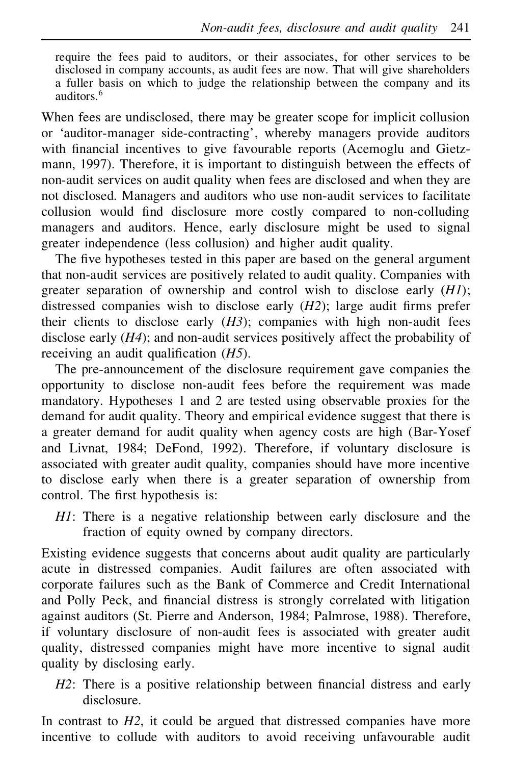require the fees paid to auditors, or their associates, for other services to be disclosed in company accounts, as audit fees are now. That will give shareholders a fuller basis on which to judge the relationship between the company and its auditors.[6]

When fees are undisclosed, there may be greater scope for implicit collusion or 'auditor-manager side-contracting', whereby managers provide auditors with financial incentives to give favourable reports (Acemoglu and Gietzmann, 1997). Therefore, it is important to distinguish between the effects of non-audit services on audit quality when fees are disclosed and when they are not disclosed. Managers and auditors who use non-audit services to facilitate collusion would find disclosure more costly compared to non-colluding managers and auditors. Hence, early disclosure might be used to signal greater independence (less collusion) and higher audit quality.

The five hypotheses tested in this paper are based on the general argument that non-audit services are positively related to audit quality. Companies with greater separation of ownership and control wish to disclose early (*H1*); distressed companies wish to disclose early (*H2*); large audit firms prefer their clients to disclose early (*H3*); companies with high non-audit fees disclose early (*H4*); and non-audit services positively affect the probability of receiving an audit qualification (*H5*).

The pre-announcement of the disclosure requirement gave companies the opportunity to disclose non-audit fees before the requirement was made mandatory. Hypotheses 1 and 2 are tested using observable proxies for the demand for audit quality. Theory and empirical evidence suggest that there is a greater demand for audit quality when agency costs are high (Bar-Yosef and Livnat, 1984; DeFond, 1992). Therefore, if voluntary disclosure is associated with greater audit quality, companies should have more incentive to disclose early when there is a greater separation of ownership from control. The first hypothesis is:

> *H1*: There is a negative relationship between early disclosure and the fraction of equity owned by company directors.

Existing evidence suggests that concerns about audit quality are particularly acute in distressed companies. Audit failures are often associated with corporate failures such as the Bank of Commerce and Credit International and Polly Peck, and financial distress is strongly correlated with litigation against auditors (St. Pierre and Anderson, 1984; Palmrose, 1988). Therefore, if voluntary disclosure of non-audit fees is associated with greater audit quality, distressed companies might have more incentive to signal audit quality by disclosing early.

> *H2*: There is a positive relationship between financial distress and early disclosure.

In contrast to *H2*, it could be argued that distressed companies have more incentive to collude with auditors to avoid receiving unfavourable audit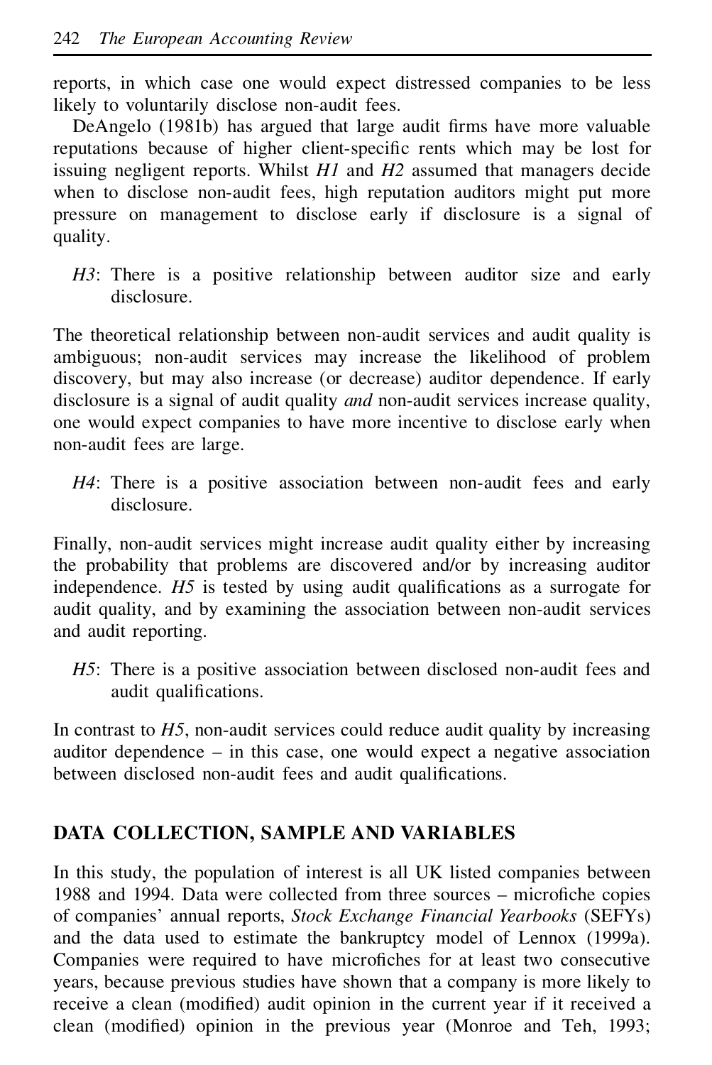reports, in which case one would expect distressed companies to be less likely to voluntarily disclose non-audit fees.

DeAngelo (1981b) has argued that large audit firms have more valuable reputations because of higher client-specific rents which may be lost for issuing negligent reports. Whilst *H1* and *H2* assumed that managers decide when to disclose non-audit fees, high reputation auditors might put more pressure on management to disclose early if disclosure is a signal of quality.

> *H3*: There is a positive relationship between auditor size and early disclosure.

The theoretical relationship between non-audit services and audit quality is ambiguous; non-audit services may increase the likelihood of problem discovery, but may also increase (or decrease) auditor dependence. If early disclosure is a signal of audit quality *and* non-audit services increase quality, one would expect companies to have more incentive to disclose early when non-audit fees are large.

> *H4*: There is a positive association between non-audit fees and early disclosure.

Finally, non-audit services might increase audit quality either by increasing the probability that problems are discovered and/or by increasing auditor independence. *H5* is tested by using audit qualifications as a surrogate for audit quality, and by examining the association between non-audit services and audit reporting.

> *H5*: There is a positive association between disclosed non-audit fees and audit qualifications.

In contrast to *H5*, non-audit services could reduce audit quality by increasing auditor dependence – in this case, one would expect a negative association between disclosed non-audit fees and audit qualifications.

## DATA COLLECTION, SAMPLE AND VARIABLES

In this study, the population of interest is all UK listed companies between 1988 and 1994. Data were collected from three sources – microfiche copies of companies' annual reports, *Stock Exchange Financial Yearbooks* (SEFYs) and the data used to estimate the bankruptcy model of Lennox (1999a). Companies were required to have microfiches for at least two consecutive years, because previous studies have shown that a company is more likely to receive a clean (modified) audit opinion in the current year if it received a clean (modified) opinion in the previous year (Monroe and Teh, 1993;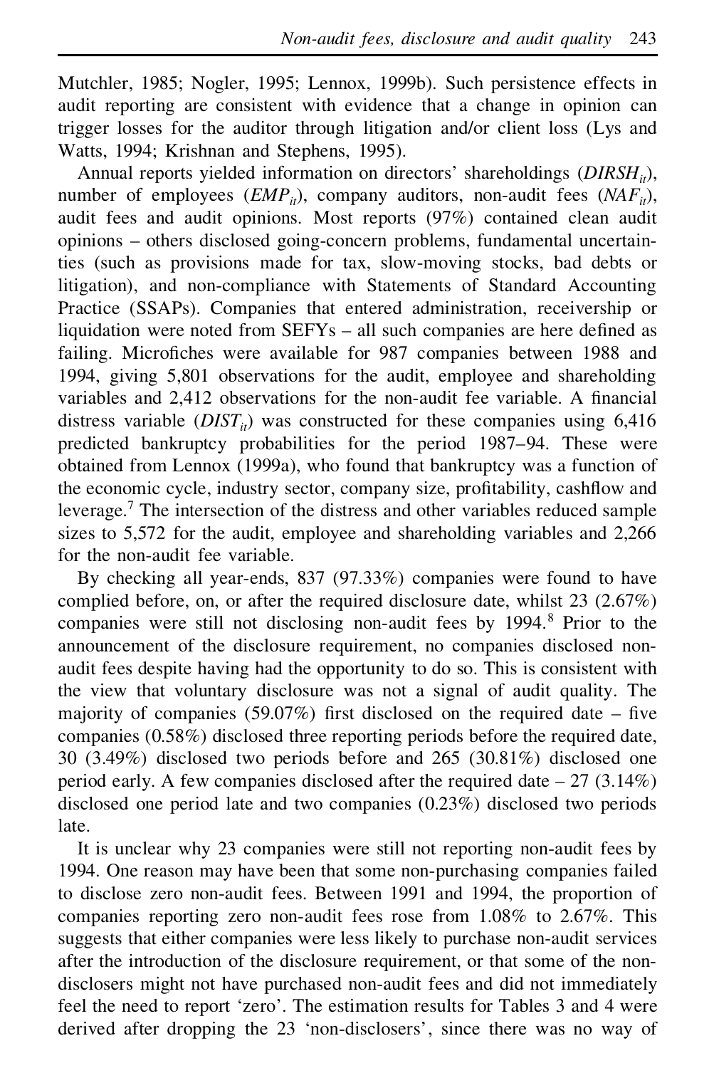Mutchler, 1985; Nogler, 1995; Lennox, 1999b). Such persistence effects in audit reporting are consistent with evidence that a change in opinion can trigger losses for the auditor through litigation and/or client loss (Lys and Watts, 1994; Krishnan and Stephens, 1995).

Annual reports yielded information on directors' shareholdings ($DIRSH_{it}$), number of employees ($EMP_{it}$), company auditors, non-audit fees ($NAF_{it}$), audit fees and audit opinions. Most reports (97%) contained clean audit opinions – others disclosed going-concern problems, fundamental uncertainties (such as provisions made for tax, slow-moving stocks, bad debts or litigation), and non-compliance with Statements of Standard Accounting Practice (SSAPs). Companies that entered administration, receivership or liquidation were noted from SEFYs – all such companies are here defined as failing. Microfiches were available for 987 companies between 1988 and 1994, giving 5,801 observations for the audit, employee and shareholding variables and 2,412 observations for the non-audit fee variable. A financial distress variable ($DIST_{it}$) was constructed for these companies using 6,416 predicted bankruptcy probabilities for the period 1987–94. These were obtained from Lennox (1999a), who found that bankruptcy was a function of the economic cycle, industry sector, company size, profitability, cashflow and leverage.[7] The intersection of the distress and other variables reduced sample sizes to 5,572 for the audit, employee and shareholding variables and 2,266 for the non-audit fee variable.

By checking all year-ends, 837 (97.33%) companies were found to have complied before, on, or after the required disclosure date, whilst 23 (2.67%) companies were still not disclosing non-audit fees by 1994.[8] Prior to the announcement of the disclosure requirement, no companies disclosed non-audit fees despite having had the opportunity to do so. This is consistent with the view that voluntary disclosure was not a signal of audit quality. The majority of companies (59.07%) first disclosed on the required date – five companies (0.58%) disclosed three reporting periods before the required date, 30 (3.49%) disclosed two periods before and 265 (30.81%) disclosed one period early. A few companies disclosed after the required date – 27 (3.14%) disclosed one period late and two companies (0.23%) disclosed two periods late.

It is unclear why 23 companies were still not reporting non-audit fees by 1994. One reason may have been that some non-purchasing companies failed to disclose zero non-audit fees. Between 1991 and 1994, the proportion of companies reporting zero non-audit fees rose from 1.08% to 2.67%. This suggests that either companies were less likely to purchase non-audit services after the introduction of the disclosure requirement, or that some of the non-disclosers might not have purchased non-audit fees and did not immediately feel the need to report 'zero'. The estimation results for Tables 3 and 4 were derived after dropping the 23 'non-disclosers', since there was no way of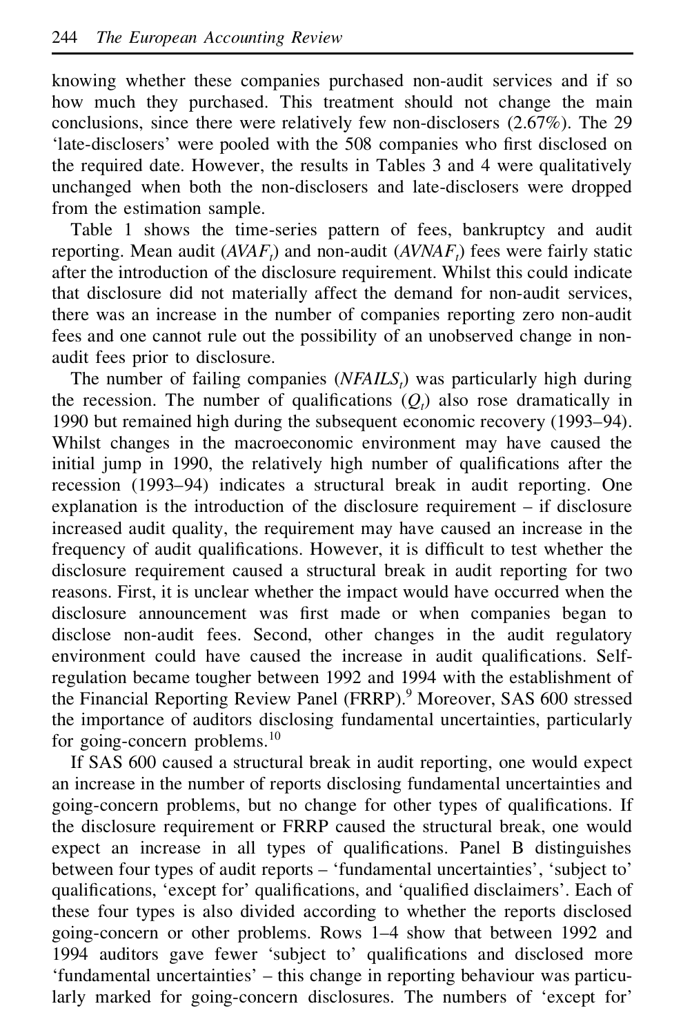knowing whether these companies purchased non-audit services and if so how much they purchased. This treatment should not change the main conclusions, since there were relatively few non-disclosers (2.67%). The 29 'late-disclosers' were pooled with the 508 companies who first disclosed on the required date. However, the results in Tables 3 and 4 were qualitatively unchanged when both the non-disclosers and late-disclosers were dropped from the estimation sample.

Table 1 shows the time-series pattern of fees, bankruptcy and audit reporting. Mean audit ($AVAF_t$) and non-audit ($AVNAF_t$) fees were fairly static after the introduction of the disclosure requirement. Whilst this could indicate that disclosure did not materially affect the demand for non-audit services, there was an increase in the number of companies reporting zero non-audit fees and one cannot rule out the possibility of an unobserved change in non-audit fees prior to disclosure.

The number of failing companies ($NFAILS_t$) was particularly high during the recession. The number of qualifications ($Q_t$) also rose dramatically in 1990 but remained high during the subsequent economic recovery (1993–94). Whilst changes in the macroeconomic environment may have caused the initial jump in 1990, the relatively high number of qualifications after the recession (1993–94) indicates a structural break in audit reporting. One explanation is the introduction of the disclosure requirement – if disclosure increased audit quality, the requirement may have caused an increase in the frequency of audit qualifications. However, it is difficult to test whether the disclosure requirement caused a structural break in audit reporting for two reasons. First, it is unclear whether the impact would have occurred when the disclosure announcement was first made or when companies began to disclose non-audit fees. Second, other changes in the audit regulatory environment could have caused the increase in audit qualifications. Self-regulation became tougher between 1992 and 1994 with the establishment of the Financial Reporting Review Panel (FRRP).[9] Moreover, SAS 600 stressed the importance of auditors disclosing fundamental uncertainties, particularly for going-concern problems.[10]

If SAS 600 caused a structural break in audit reporting, one would expect an increase in the number of reports disclosing fundamental uncertainties and going-concern problems, but no change for other types of qualifications. If the disclosure requirement or FRRP caused the structural break, one would expect an increase in all types of qualifications. Panel B distinguishes between four types of audit reports – 'fundamental uncertainties', 'subject to' qualifications, 'except for' qualifications, and 'qualified disclaimers'. Each of these four types is also divided according to whether the reports disclosed going-concern or other problems. Rows 1–4 show that between 1992 and 1994 auditors gave fewer 'subject to' qualifications and disclosed more 'fundamental uncertainties' – this change in reporting behaviour was particularly marked for going-concern disclosures. The numbers of 'except for'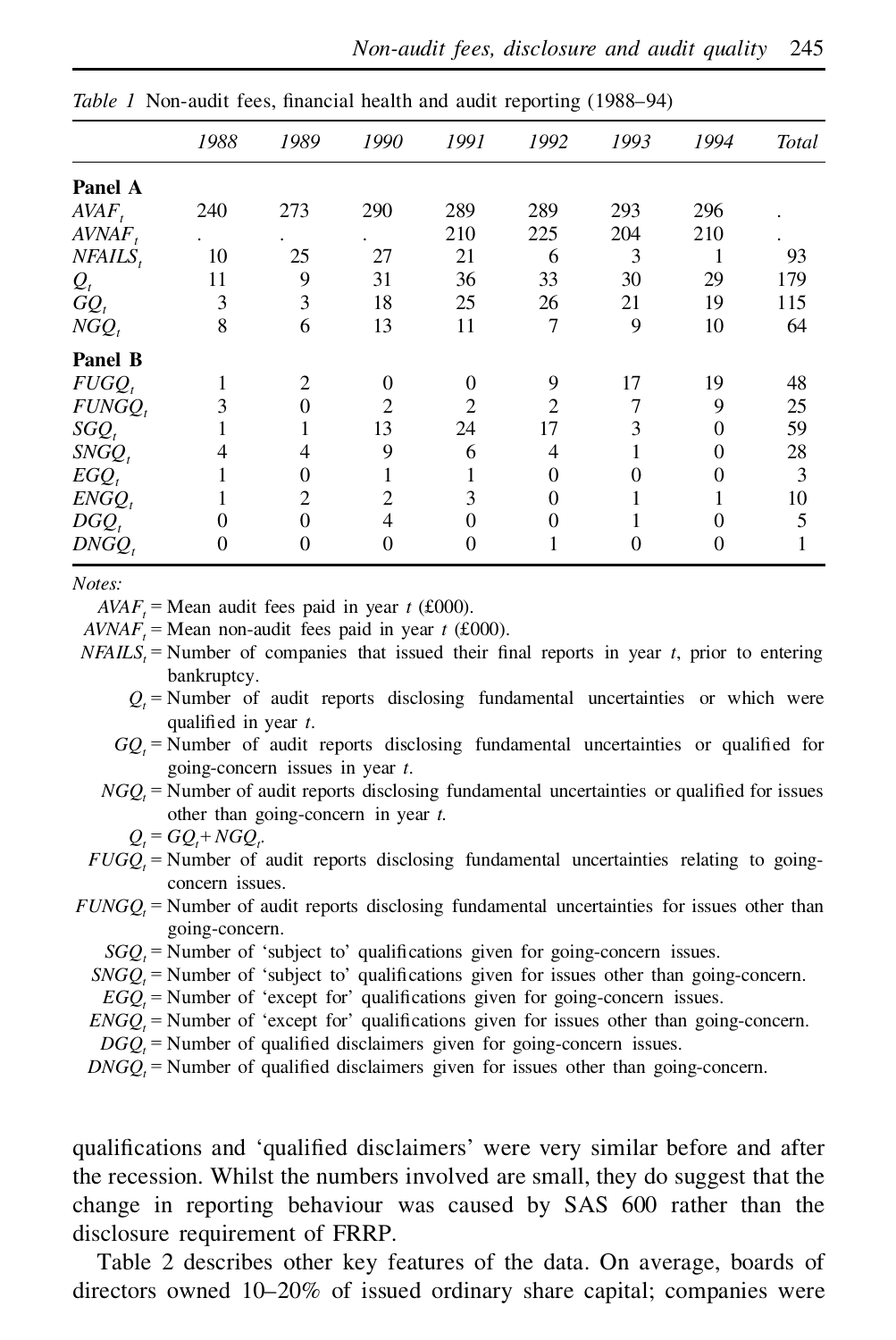*Table 1* Non-audit fees, financial health and audit reporting (1988–94)

| | *1988* | *1989* | *1990* | *1991* | *1992* | *1993* | *1994* | *Total* |
|---|---|---|---|---|---|---|---|---|
| **Panel A** | | | | | | | | |
| $AVAF_t$ | 240 | 273 | 290 | 289 | 289 | 293 | 296 | . |
| $AVNAF_t$ | . | . | . | 210 | 225 | 204 | 210 | . |
| $NFAILS_t$ | 10 | 25 | 27 | 21 | 6 | 3 | 1 | 93 |
| $Q_t$ | 11 | 9 | 31 | 36 | 33 | 30 | 29 | 179 |
| $GQ_t$ | 3 | 3 | 18 | 25 | 26 | 21 | 19 | 115 |
| $NGQ_t$ | 8 | 6 | 13 | 11 | 7 | 9 | 10 | 64 |
| **Panel B** | | | | | | | | |
| $FUGQ_t$ | 1 | 2 | 0 | 0 | 9 | 17 | 19 | 48 |
| $FUNGQ_t$ | 3 | 0 | 2 | 2 | 2 | 7 | 9 | 25 |
| $SGQ_t$ | 1 | 1 | 13 | 24 | 17 | 3 | 0 | 59 |
| $SNGQ_t$ | 4 | 4 | 9 | 6 | 4 | 1 | 0 | 28 |
| $EGQ_t$ | 1 | 0 | 1 | 1 | 0 | 0 | 0 | 3 |
| $ENGQ_t$ | 1 | 2 | 2 | 3 | 0 | 1 | 1 | 10 |
| $DGQ_t$ | 0 | 0 | 4 | 0 | 0 | 1 | 0 | 5 |
| $DNGQ_t$ | 0 | 0 | 0 | 0 | 1 | 0 | 0 | 1 |

*Notes:*

$AVAF_t$ = Mean audit fees paid in year $t$ (£000).
$AVNAF_t$ = Mean non-audit fees paid in year $t$ (£000).
$NFAILS_t$ = Number of companies that issued their final reports in year $t$, prior to entering bankruptcy.
$Q_t$ = Number of audit reports disclosing fundamental uncertainties or which were qualified in year $t$.
$GQ_t$ = Number of audit reports disclosing fundamental uncertainties or qualified for going-concern issues in year $t$.
$NGQ_t$ = Number of audit reports disclosing fundamental uncertainties or qualified for issues other than going-concern in year $t$.
$Q_t = GQ_t + NGQ_t$.
$FUGQ_t$ = Number of audit reports disclosing fundamental uncertainties relating to going-concern issues.
$FUNGQ_t$ = Number of audit reports disclosing fundamental uncertainties for issues other than going-concern.
$SGQ_t$ = Number of 'subject to' qualifications given for going-concern issues.
$SNGQ_t$ = Number of 'subject to' qualifications given for issues other than going-concern.
$EGQ_t$ = Number of 'except for' qualifications given for going-concern issues.
$ENGQ_t$ = Number of 'except for' qualifications given for issues other than going-concern.
$DGQ_t$ = Number of qualified disclaimers given for going-concern issues.
$DNGQ_t$ = Number of qualified disclaimers given for issues other than going-concern.

qualifications and 'qualified disclaimers' were very similar before and after the recession. Whilst the numbers involved are small, they do suggest that the change in reporting behaviour was caused by SAS 600 rather than the disclosure requirement of FRRP.

Table 2 describes other key features of the data. On average, boards of directors owned 10–20% of issued ordinary share capital; companies were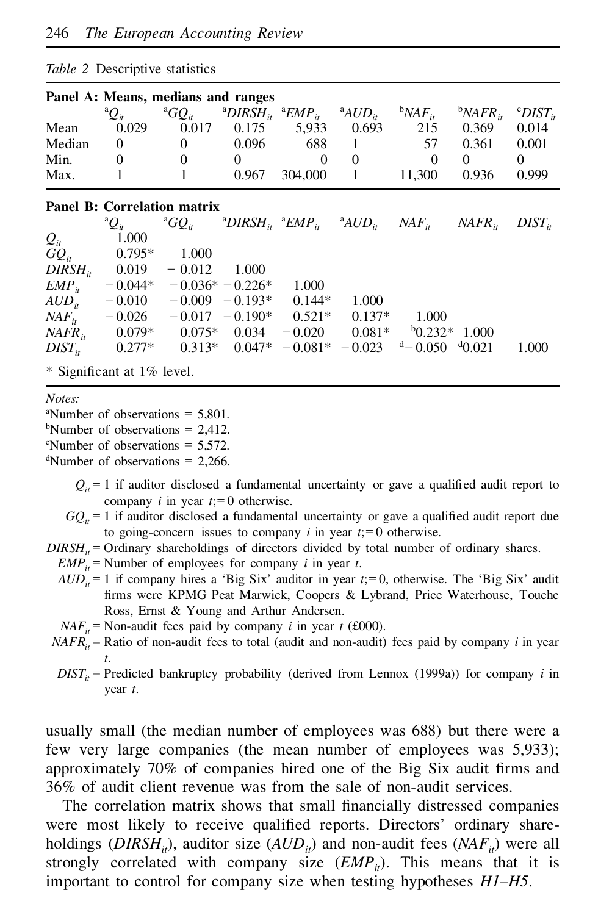*Table 2* Descriptive statistics

**Panel A: Means, medians and ranges**

| | [a]$Q_{it}$ | [a]$GQ_{it}$ | [a]$DIRSH_{it}$ | [a]$EMP_{it}$ | [a]$AUD_{it}$ | [b]$NAF_{it}$ | [b]$NAFR_{it}$ | [c]$DIST_{it}$ |
|---|---|---|---|---|---|---|---|---|
| Mean | 0.029 | 0.017 | 0.175 | 5,933 | 0.693 | 215 | 0.369 | 0.014 |
| Median | 0 | 0 | 0.096 | 688 | 1 | 57 | 0.361 | 0.001 |
| Min. | 0 | 0 | 0 | 0 | 0 | 0 | 0 | 0 |
| Max. | 1 | 1 | 0.967 | 304,000 | 1 | 11,300 | 0.936 | 0.999 |

**Panel B: Correlation matrix**

| | [a]$Q_{it}$ | [a]$GQ_{it}$ | [a]$DIRSH_{it}$ | [a]$EMP_{it}$ | [a]$AUD_{it}$ | $NAF_{it}$ | $NAFR_{it}$ | $DIST_{it}$ |
|---|---|---|---|---|---|---|---|---|
| $Q_{it}$ | 1.000 | | | | | | | |
| $GQ_{it}$ | 0.795* | 1.000 | | | | | | |
| $DIRSH_{it}$ | 0.019 | −0.012 | 1.000 | | | | | |
| $EMP_{it}$ | −0.044* | −0.036* | −0.226* | 1.000 | | | | |
| $AUD_{it}$ | −0.010 | −0.009 | −0.193* | 0.144* | 1.000 | | | |
| $NAF_{it}$ | −0.026 | −0.017 | −0.190* | 0.521* | 0.137* | 1.000 | | |
| $NAFR_{it}$ | 0.079* | 0.075* | 0.034 | −0.020 | 0.081* | [b]0.232* | 1.000 | |
| $DIST_{it}$ | 0.277* | 0.313* | 0.047* | −0.081* | −0.023 | [d]−0.050 | [d]0.021 | 1.000 |

\* Significant at 1% level.

*Notes:*

[a]Number of observations = 5,801.
[b]Number of observations = 2,412.
[c]Number of observations = 5,572.
[d]Number of observations = 2,266.

$Q_{it}$ = 1 if auditor disclosed a fundamental uncertainty or gave a qualified audit report to company *i* in year *t*; = 0 otherwise.
$GQ_{it}$ = 1 if auditor disclosed a fundamental uncertainty or gave a qualified audit report due to going-concern issues to company *i* in year *t*; = 0 otherwise.
$DIRSH_{it}$ = Ordinary shareholdings of directors divided by total number of ordinary shares.
$EMP_{it}$ = Number of employees for company *i* in year *t*.
$AUD_{it}$ = 1 if company hires a 'Big Six' auditor in year *t*; = 0, otherwise. The 'Big Six' audit firms were KPMG Peat Marwick, Coopers & Lybrand, Price Waterhouse, Touche Ross, Ernst & Young and Arthur Andersen.
$NAF_{it}$ = Non-audit fees paid by company *i* in year *t* (£000).
$NAFR_{it}$ = Ratio of non-audit fees to total (audit and non-audit) fees paid by company *i* in year *t*.
$DIST_{it}$ = Predicted bankruptcy probability (derived from Lennox (1999a)) for company *i* in year *t*.

usually small (the median number of employees was 688) but there were a few very large companies (the mean number of employees was 5,933); approximately 70% of companies hired one of the Big Six audit firms and 36% of audit client revenue was from the sale of non-audit services.

The correlation matrix shows that small financially distressed companies were most likely to receive qualified reports. Directors' ordinary shareholdings ($DIRSH_{it}$), auditor size ($AUD_{it}$) and non-audit fees ($NAF_{it}$) were all strongly correlated with company size ($EMP_{it}$). This means that it is important to control for company size when testing hypotheses *H1–H5*.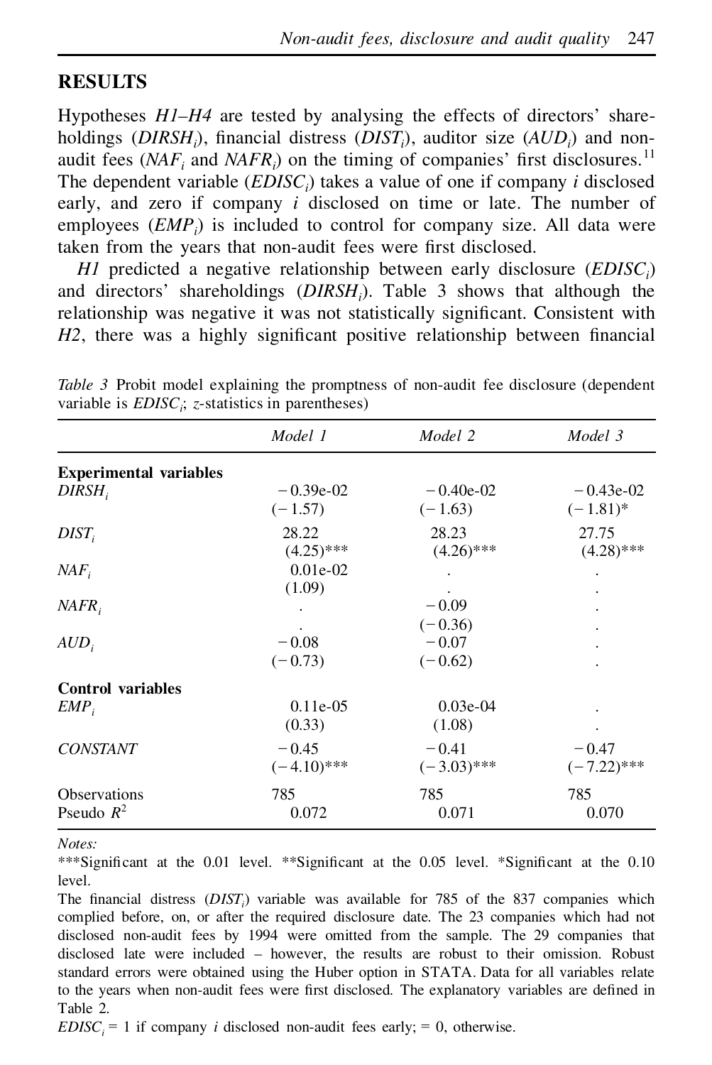## RESULTS

Hypotheses *H1–H4* are tested by analysing the effects of directors' shareholdings ($DIRSH_i$), financial distress ($DIST_i$), auditor size ($AUD_i$) and non-audit fees ($NAF_i$ and $NAFR_i$) on the timing of companies' first disclosures.[11] The dependent variable ($EDISC_i$) takes a value of one if company *i* disclosed early, and zero if company *i* disclosed on time or late. The number of employees ($EMP_i$) is included to control for company size. All data were taken from the years that non-audit fees were first disclosed.

*H1* predicted a negative relationship between early disclosure ($EDISC_i$) and directors' shareholdings ($DIRSH_i$). Table 3 shows that although the relationship was negative it was not statistically significant. Consistent with *H2*, there was a highly significant positive relationship between financial

*Table 3* Probit model explaining the promptness of non-audit fee disclosure (dependent variable is $EDISC_i$; *z*-statistics in parentheses)

| | *Model 1* | *Model 2* | *Model 3* |
|---|---|---|---|
| **Experimental variables** | | | |
| $DIRSH_i$ | −0.39e-02 | −0.40e-02 | −0.43e-02 |
| | (−1.57) | (−1.63) | (−1.81)* |
| $DIST_i$ | 28.22 | 28.23 | 27.75 |
| | (4.25)*** | (4.26)*** | (4.28)*** |
| $NAF_i$ | 0.01e-02 | . | . |
| | (1.09) | . | . |
| $NAFR_i$ | . | −0.09 | . |
| | . | (−0.36) | . |
| $AUD_i$ | −0.08 | −0.07 | . |
| | (−0.73) | (−0.62) | . |
| **Control variables** | | | |
| $EMP_i$ | 0.11e-05 | 0.03e-04 | . |
| | (0.33) | (1.08) | . |
| *CONSTANT* | −0.45 | −0.41 | −0.47 |
| | (−4.10)*** | (−3.03)*** | (−7.22)*** |
| Observations | 785 | 785 | 785 |
| Pseudo $R^2$ | 0.072 | 0.071 | 0.070 |

*Notes:*

***Significant at the 0.01 level. **Significant at the 0.05 level. *Significant at the 0.10 level.

The financial distress ($DIST_i$) variable was available for 785 of the 837 companies which complied before, on, or after the required disclosure date. The 23 companies which had not disclosed non-audit fees by 1994 were omitted from the sample. The 29 companies that disclosed late were included – however, the results are robust to their omission. Robust standard errors were obtained using the Huber option in STATA. Data for all variables relate to the years when non-audit fees were first disclosed. The explanatory variables are defined in Table 2.

$EDISC_i$ = 1 if company *i* disclosed non-audit fees early; = 0, otherwise.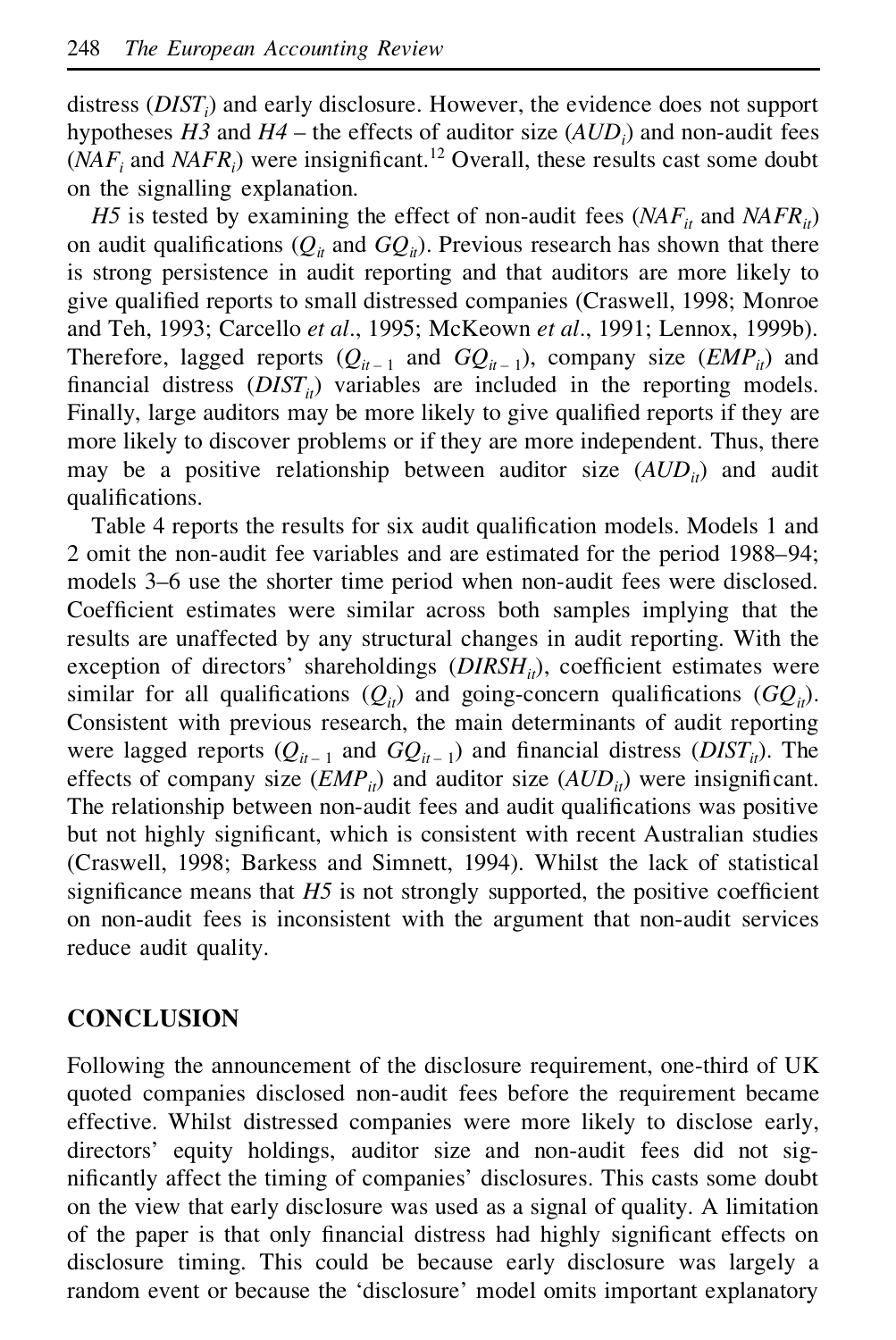distress ($DIST_i$) and early disclosure. However, the evidence does not support hypotheses *H3* and *H4* – the effects of auditor size ($AUD_i$) and non-audit fees ($NAF_i$ and $NAFR_i$) were insignificant.[12] Overall, these results cast some doubt on the signalling explanation.

*H5* is tested by examining the effect of non-audit fees ($NAF_{it}$ and $NAFR_{it}$) on audit qualifications ($Q_{it}$ and $GQ_{it}$). Previous research has shown that there is strong persistence in audit reporting and that auditors are more likely to give qualified reports to small distressed companies (Craswell, 1998; Monroe and Teh, 1993; Carcello *et al*., 1995; McKeown *et al*., 1991; Lennox, 1999b). Therefore, lagged reports ($Q_{it-1}$ and $GQ_{it-1}$), company size ($EMP_{it}$) and financial distress ($DIST_{it}$) variables are included in the reporting models. Finally, large auditors may be more likely to give qualified reports if they are more likely to discover problems or if they are more independent. Thus, there may be a positive relationship between auditor size ($AUD_{it}$) and audit qualifications.

Table 4 reports the results for six audit qualification models. Models 1 and 2 omit the non-audit fee variables and are estimated for the period 1988–94; models 3–6 use the shorter time period when non-audit fees were disclosed. Coefficient estimates were similar across both samples implying that the results are unaffected by any structural changes in audit reporting. With the exception of directors' shareholdings ($DIRSH_{it}$), coefficient estimates were similar for all qualifications ($Q_{it}$) and going-concern qualifications ($GQ_{it}$). Consistent with previous research, the main determinants of audit reporting were lagged reports ($Q_{it-1}$ and $GQ_{it-1}$) and financial distress ($DIST_{it}$). The effects of company size ($EMP_{it}$) and auditor size ($AUD_{it}$) were insignificant. The relationship between non-audit fees and audit qualifications was positive but not highly significant, which is consistent with recent Australian studies (Craswell, 1998; Barkess and Simnett, 1994). Whilst the lack of statistical significance means that *H5* is not strongly supported, the positive coefficient on non-audit fees is inconsistent with the argument that non-audit services reduce audit quality.

## CONCLUSION

Following the announcement of the disclosure requirement, one-third of UK quoted companies disclosed non-audit fees before the requirement became effective. Whilst distressed companies were more likely to disclose early, directors' equity holdings, auditor size and non-audit fees did not significantly affect the timing of companies' disclosures. This casts some doubt on the view that early disclosure was used as a signal of quality. A limitation of the paper is that only financial distress had highly significant effects on disclosure timing. This could be because early disclosure was largely a random event or because the 'disclosure' model omits important explanatory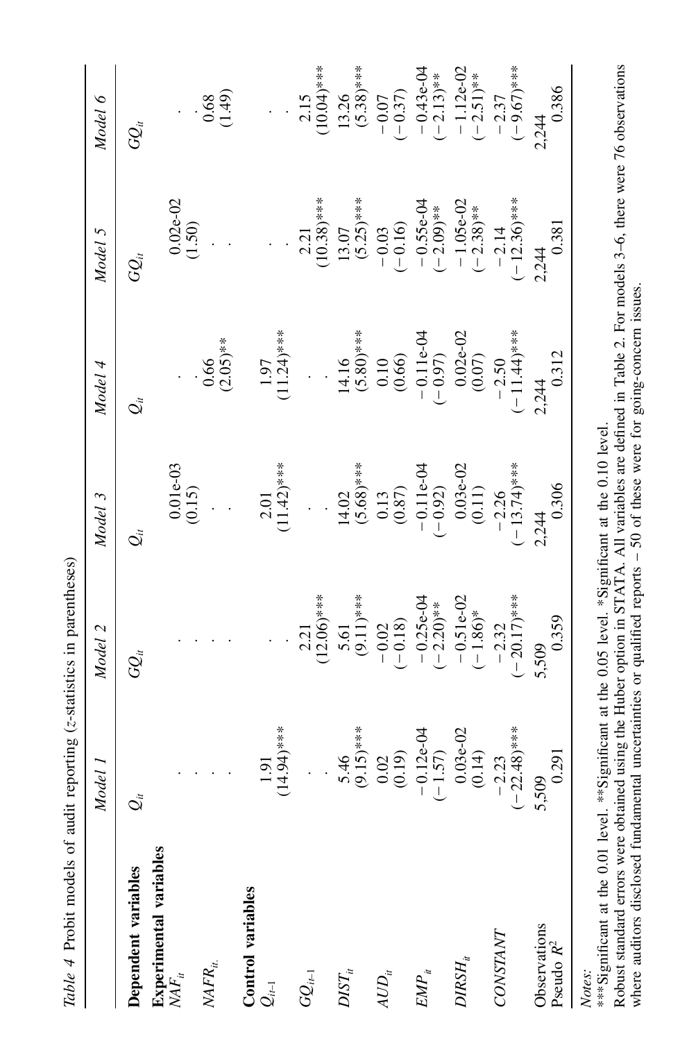*Table 4* Probit models of audit reporting (*z*-statistics in parentheses)

| | Model 1 | Model 2 | Model 3 | Model 4 | Model 5 | Model 6 |
|---|---|---|---|---|---|---|
| **Dependent variables** | $Q_{it}$ | $GQ_{it}$ | $Q_{it}$ | $Q_{it}$ | $GQ_{it}$ | $GQ_{it}$ |
| **Experimental variables** | | | | | | |
| $NAF_{it}$ | . | . | 0.01e-03 (0.15) | . | 0.02e-02 (1.50) | . |
| $NAFR_{it}$ | . | . | . | 0.66 (2.05)** | . | 0.68 (1.49) |
| **Control variables** | | | | | | |
| $Q_{it-1}$ | 1.91 (14.94)*** | . | 2.01 (11.42)*** | 1.97 (11.24)*** | . | . |
| $GQ_{it-1}$ | . | 2.21 (12.06)*** | . | . | 2.21 (10.38)*** | 2.15 (10.04)*** |
| $DIST_{it}$ | 5.46 (9.15)*** | 5.61 (9.11)*** | 14.02 (5.68)*** | 14.16 (5.80)*** | 13.07 (5.25)*** | 13.26 (5.38)*** |
| $AUD_{it}$ | 0.02 (0.19) | −0.02 (−0.18) | 0.13 (0.87) | 0.10 (0.66) | −0.03 (−0.16) | −0.07 (−0.37) |
| $EMP_{it}$ | −0.12e-04 (−1.57) | −0.25e-04 (−2.20)** | −0.11e-04 (−0.92) | −0.11e-04 (−0.97) | −0.55e-04 (−2.09)** | −0.43e-04 (−2.13)** |
| $DIRSH_{it}$ | 0.03e-02 (0.14) | −0.51e-02 (−1.86)* | 0.03e-02 (0.11) | 0.02e-02 (0.07) | −1.05e-02 (−2.38)** | −1.12e-02 (−2.51)** |
| $CONSTANT$ | −2.23 (−22.48)*** | −2.32 (−20.17)*** | −2.26 (−13.74)*** | −2.50 (−11.44)*** | −2.14 (−12.36)*** | −2.37 (−9.67)*** |
| Observations | 5,509 | 5,509 | 2,244 | 2,244 | 2,244 | 2,244 |
| Pseudo $R^2$ | 0.291 | 0.359 | 0.306 | 0.312 | 0.381 | 0.386 |

*Notes:*
***Significant at the 0.01 level. **Significant at the 0.05 level. *Significant at the 0.10 level.
Robust standard errors were obtained using the Huber option in STATA. All variables are defined in Table 2. For models 3–6, there were 76 observations where auditors disclosed fundamental uncertainties or qualified reports – 50 of these were for going-concern issues.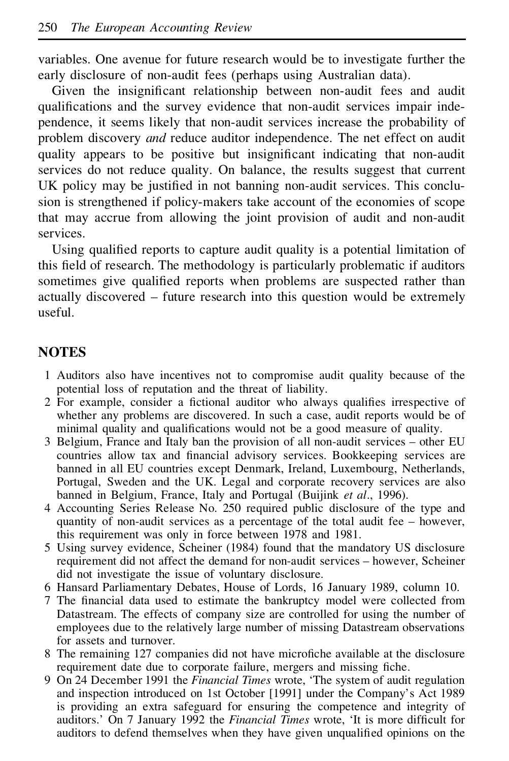variables. One avenue for future research would be to investigate further the early disclosure of non-audit fees (perhaps using Australian data).

Given the insignificant relationship between non-audit fees and audit qualifications and the survey evidence that non-audit services impair independence, it seems likely that non-audit services increase the probability of problem discovery *and* reduce auditor independence. The net effect on audit quality appears to be positive but insignificant indicating that non-audit services do not reduce quality. On balance, the results suggest that current UK policy may be justified in not banning non-audit services. This conclusion is strengthened if policy-makers take account of the economies of scope that may accrue from allowing the joint provision of audit and non-audit services.

Using qualified reports to capture audit quality is a potential limitation of this field of research. The methodology is particularly problematic if auditors sometimes give qualified reports when problems are suspected rather than actually discovered – future research into this question would be extremely useful.

## NOTES

1. Auditors also have incentives not to compromise audit quality because of the potential loss of reputation and the threat of liability.
2. For example, consider a fictional auditor who always qualifies irrespective of whether any problems are discovered. In such a case, audit reports would be of minimal quality and qualifications would not be a good measure of quality.
3. Belgium, France and Italy ban the provision of all non-audit services – other EU countries allow tax and financial advisory services. Bookkeeping services are banned in all EU countries except Denmark, Ireland, Luxembourg, Netherlands, Portugal, Sweden and the UK. Legal and corporate recovery services are also banned in Belgium, France, Italy and Portugal (Buijink *et al*., 1996).
4. Accounting Series Release No. 250 required public disclosure of the type and quantity of non-audit services as a percentage of the total audit fee – however, this requirement was only in force between 1978 and 1981.
5. Using survey evidence, Scheiner (1984) found that the mandatory US disclosure requirement did not affect the demand for non-audit services – however, Scheiner did not investigate the issue of voluntary disclosure.
6. Hansard Parliamentary Debates, House of Lords, 16 January 1989, column 10.
7. The financial data used to estimate the bankruptcy model were collected from Datastream. The effects of company size are controlled for using the number of employees due to the relatively large number of missing Datastream observations for assets and turnover.
8. The remaining 127 companies did not have microfiche available at the disclosure requirement date due to corporate failure, mergers and missing fiche.
9. On 24 December 1991 the *Financial Times* wrote, 'The system of audit regulation and inspection introduced on 1st October [1991] under the Company's Act 1989 is providing an extra safeguard for ensuring the competence and integrity of auditors.' On 7 January 1992 the *Financial Times* wrote, 'It is more difficult for auditors to defend themselves when they have given unqualified opinions on the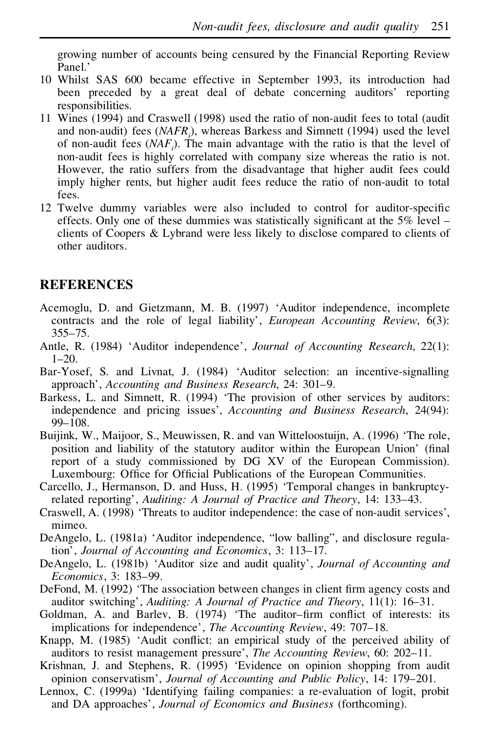growing number of accounts being censured by the Financial Reporting Review Panel.'

10 Whilst SAS 600 became effective in September 1993, its introduction had been preceded by a great deal of debate concerning auditors' reporting responsibilities.

11 Wines (1994) and Craswell (1998) used the ratio of non-audit fees to total (audit and non-audit) fees ($NAFR_i$), whereas Barkess and Simnett (1994) used the level of non-audit fees ($NAF_i$). The main advantage with the ratio is that the level of non-audit fees is highly correlated with company size whereas the ratio is not. However, the ratio suffers from the disadvantage that higher audit fees could imply higher rents, but higher audit fees reduce the ratio of non-audit to total fees.

12 Twelve dummy variables were also included to control for auditor-specific effects. Only one of these dummies was statistically significant at the 5% level – clients of Coopers & Lybrand were less likely to disclose compared to clients of other auditors.

## REFERENCES

Acemoglu, D. and Gietzmann, M. B. (1997) 'Auditor independence, incomplete contracts and the role of legal liability', *European Accounting Review*, 6(3): 355–75.

Antle, R. (1984) 'Auditor independence', *Journal of Accounting Research*, 22(1): 1–20.

Bar-Yosef, S. and Livnat, J. (1984) 'Auditor selection: an incentive-signalling approach', *Accounting and Business Research*, 24: 301–9.

Barkess, L. and Simnett, R. (1994) 'The provision of other services by auditors: independence and pricing issues', *Accounting and Business Research*, 24(94): 99–108.

Buijink, W., Maijoor, S., Meuwissen, R. and van Witteloostuijn, A. (1996) 'The role, position and liability of the statutory auditor within the European Union' (final report of a study commissioned by DG XV of the European Commission). Luxembourg: Office for Official Publications of the European Communities.

Carcello, J., Hermanson, D. and Huss, H. (1995) 'Temporal changes in bankruptcy-related reporting', *Auditing: A Journal of Practice and Theory*, 14: 133–43.

Craswell, A. (1998) 'Threats to auditor independence: the case of non-audit services', mimeo.

DeAngelo, L. (1981a) 'Auditor independence, "low balling", and disclosure regulation', *Journal of Accounting and Economics*, 3: 113–17.

DeAngelo, L. (1981b) 'Auditor size and audit quality', *Journal of Accounting and Economics*, 3: 183–99.

DeFond, M. (1992) 'The association between changes in client firm agency costs and auditor switching', *Auditing: A Journal of Practice and Theory*, 11(1): 16–31.

Goldman, A. and Barlev, B. (1974) 'The auditor–firm conflict of interests: its implications for independence', *The Accounting Review*, 49: 707–18.

Knapp, M. (1985) 'Audit conflict: an empirical study of the perceived ability of auditors to resist management pressure', *The Accounting Review*, 60: 202–11.

Krishnan, J. and Stephens, R. (1995) 'Evidence on opinion shopping from audit opinion conservatism', *Journal of Accounting and Public Policy*, 14: 179–201.

Lennox, C. (1999a) 'Identifying failing companies: a re-evaluation of logit, probit and DA approaches', *Journal of Economics and Business* (forthcoming).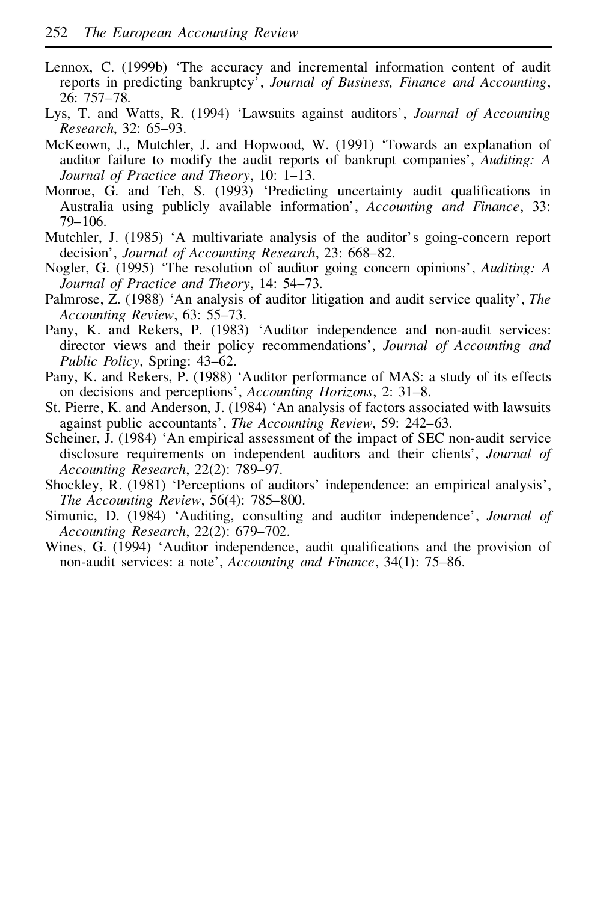Lennox, C. (1999b) 'The accuracy and incremental information content of audit reports in predicting bankruptcy', *Journal of Business, Finance and Accounting*, 26: 757–78.

Lys, T. and Watts, R. (1994) 'Lawsuits against auditors', *Journal of Accounting Research*, 32: 65–93.

McKeown, J., Mutchler, J. and Hopwood, W. (1991) 'Towards an explanation of auditor failure to modify the audit reports of bankrupt companies', *Auditing: A Journal of Practice and Theory*, 10: 1–13.

Monroe, G. and Teh, S. (1993) 'Predicting uncertainty audit qualifications in Australia using publicly available information', *Accounting and Finance*, 33: 79–106.

Mutchler, J. (1985) 'A multivariate analysis of the auditor's going-concern report decision', *Journal of Accounting Research*, 23: 668–82.

Nogler, G. (1995) 'The resolution of auditor going concern opinions', *Auditing: A Journal of Practice and Theory*, 14: 54–73.

Palmrose, Z. (1988) 'An analysis of auditor litigation and audit service quality', *The Accounting Review*, 63: 55–73.

Pany, K. and Rekers, P. (1983) 'Auditor independence and non-audit services: director views and their policy recommendations', *Journal of Accounting and Public Policy*, Spring: 43–62.

Pany, K. and Rekers, P. (1988) 'Auditor performance of MAS: a study of its effects on decisions and perceptions', *Accounting Horizons*, 2: 31–8.

St. Pierre, K. and Anderson, J. (1984) 'An analysis of factors associated with lawsuits against public accountants', *The Accounting Review*, 59: 242–63.

Scheiner, J. (1984) 'An empirical assessment of the impact of SEC non-audit service disclosure requirements on independent auditors and their clients', *Journal of Accounting Research*, 22(2): 789–97.

Shockley, R. (1981) 'Perceptions of auditors' independence: an empirical analysis', *The Accounting Review*, 56(4): 785–800.

Simunic, D. (1984) 'Auditing, consulting and auditor independence', *Journal of Accounting Research*, 22(2): 679–702.

Wines, G. (1994) 'Auditor independence, audit qualifications and the provision of non-audit services: a note', *Accounting and Finance*, 34(1): 75–86.